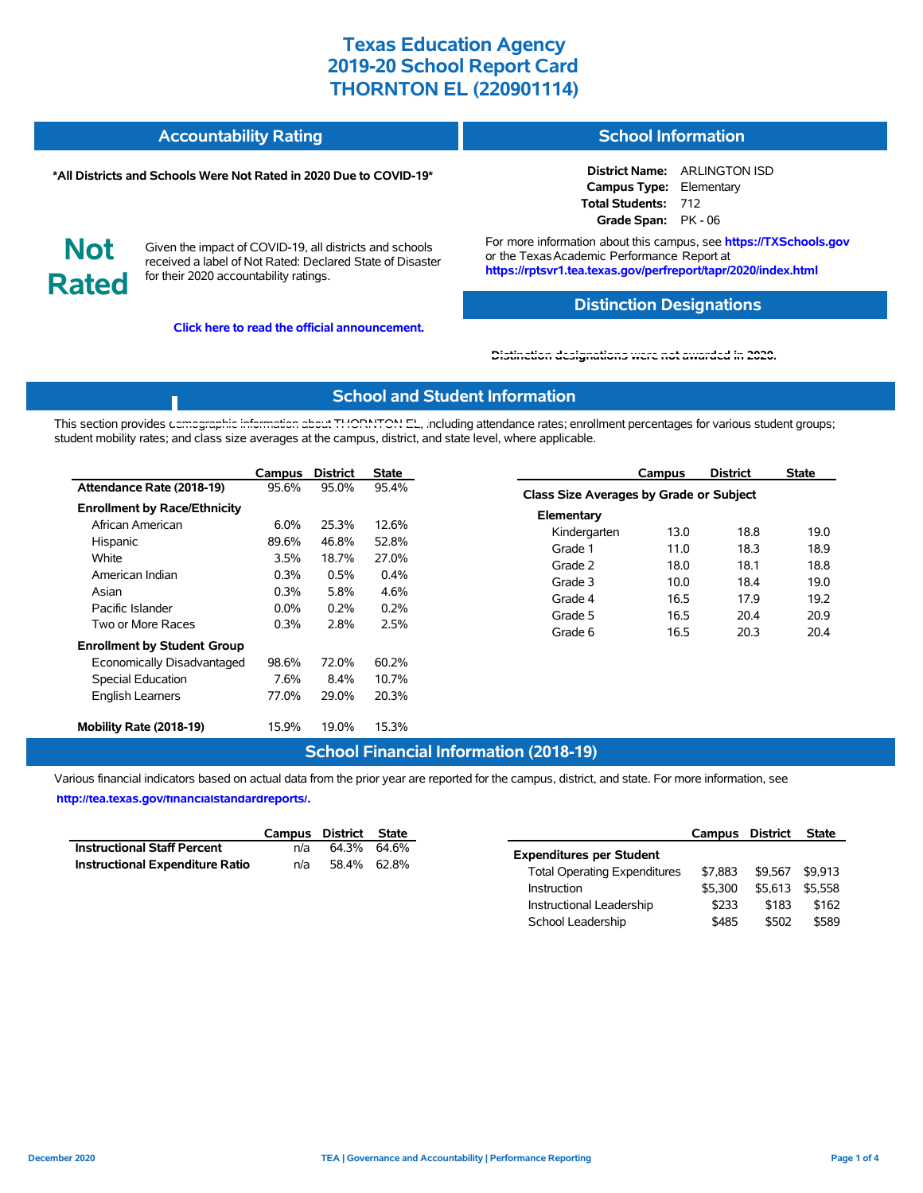# Texas Education Agency
# 2019-20 School Report Card
# THORNTON EL (220901114)

## Accountability Rating

**\*All Districts and Schools Were Not Rated in 2020 Due to COVID-19\***

**Not Rated**

Given the impact of COVID-19, all districts and schools received a label of Not Rated: Declared State of Disaster for their 2020 accountability ratings.

**Click here to read the official announcement.**

## School Information

**District Name:** ARLINGTON ISD
**Campus Type:** Elementary
**Total Students:** 712
**Grade Span:** PK - 06

For more information about this campus, see **https://TXSchools.gov** or the Texas Academic Performance Report at **https://rptsvr1.tea.texas.gov/perfreport/tapr/2020/index.html**

## Distinction Designations

Distinction designations were not awarded in 2020.

## School and Student Information

This section provides demographic information about THORNTON EL, including attendance rates; enrollment percentages for various student groups; student mobility rates; and class size averages at the campus, district, and state level, where applicable.

| | Campus | District | State |
|---|---|---|---|
| **Attendance Rate (2018-19)** | 95.6% | 95.0% | 95.4% |
| **Enrollment by Race/Ethnicity** | | | |
| African American | 6.0% | 25.3% | 12.6% |
| Hispanic | 89.6% | 46.8% | 52.8% |
| White | 3.5% | 18.7% | 27.0% |
| American Indian | 0.3% | 0.5% | 0.4% |
| Asian | 0.3% | 5.8% | 4.6% |
| Pacific Islander | 0.0% | 0.2% | 0.2% |
| Two or More Races | 0.3% | 2.8% | 2.5% |
| **Enrollment by Student Group** | | | |
| Economically Disadvantaged | 98.6% | 72.0% | 60.2% |
| Special Education | 7.6% | 8.4% | 10.7% |
| English Learners | 77.0% | 29.0% | 20.3% |
| **Mobility Rate (2018-19)** | 15.9% | 19.0% | 15.3% |

| | Campus | District | State |
|---|---|---|---|
| **Class Size Averages by Grade or Subject** | | | |
| **Elementary** | | | |
| Kindergarten | 13.0 | 18.8 | 19.0 |
| Grade 1 | 11.0 | 18.3 | 18.9 |
| Grade 2 | 18.0 | 18.1 | 18.8 |
| Grade 3 | 10.0 | 18.4 | 19.0 |
| Grade 4 | 16.5 | 17.9 | 19.2 |
| Grade 5 | 16.5 | 20.4 | 20.9 |
| Grade 6 | 16.5 | 20.3 | 20.4 |

## School Financial Information (2018-19)

Various financial indicators based on actual data from the prior year are reported for the campus, district, and state. For more information, see **http://tea.texas.gov/financialstandardreports/.**

| | Campus | District | State |
|---|---|---|---|
| **Instructional Staff Percent** | n/a | 64.3% | 64.6% |
| **Instructional Expenditure Ratio** | n/a | 58.4% | 62.8% |

| | Campus | District | State |
|---|---|---|---|
| **Expenditures per Student** | | | |
| Total Operating Expenditures | $7,883 | $9,567 | $9,913 |
| Instruction | $5,300 | $5,613 | $5,558 |
| Instructional Leadership | $233 | $183 | $162 |
| School Leadership | $485 | $502 | $589 |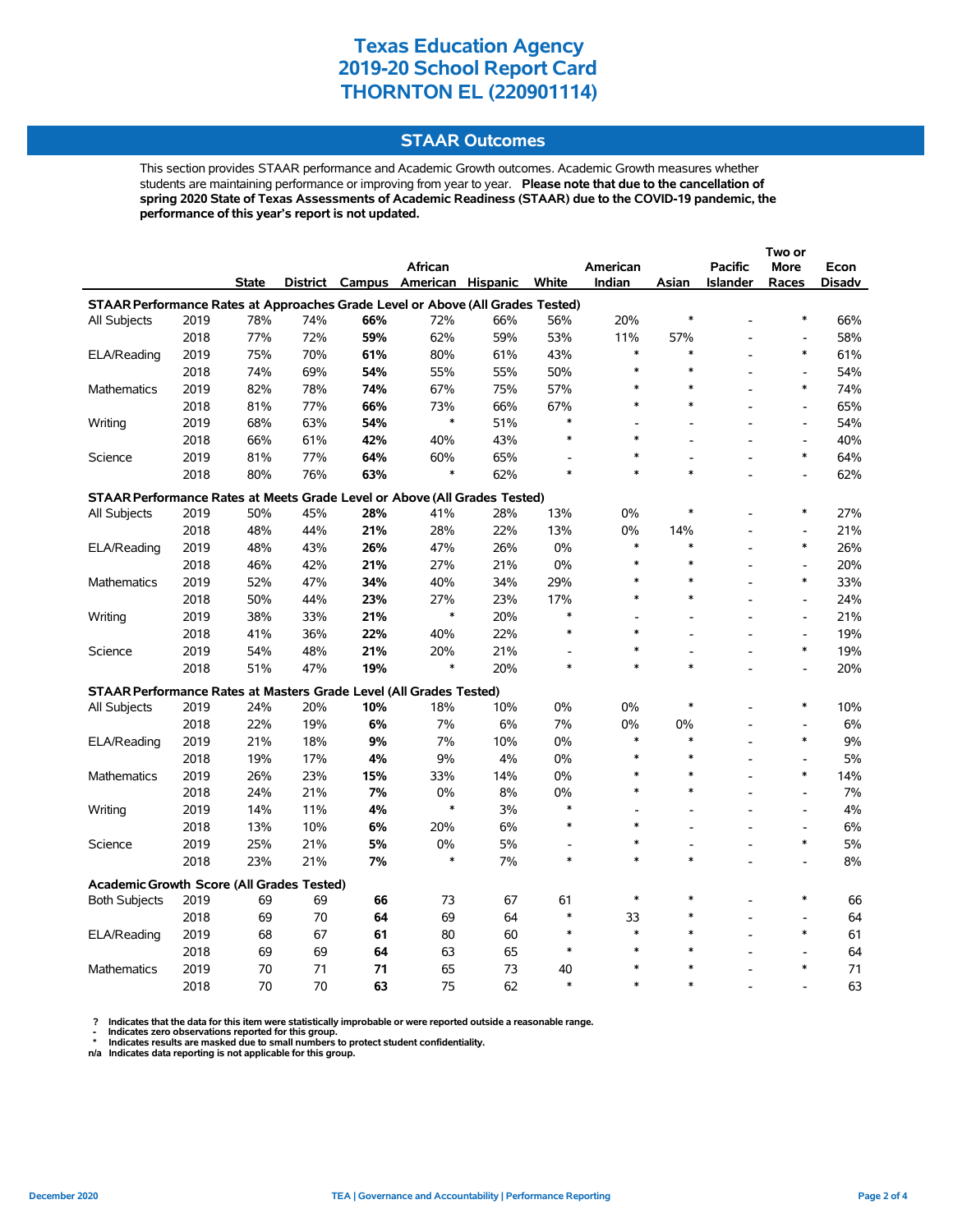# Texas Education Agency
# 2019-20 School Report Card
# THORNTON EL (220901114)

## STAAR Outcomes

This section provides STAAR performance and Academic Growth outcomes. Academic Growth measures whether students are maintaining performance or improving from year to year. **Please note that due to the cancellation of spring 2020 State of Texas Assessments of Academic Readiness (STAAR) due to the COVID-19 pandemic, the performance of this year's report is not updated.**

| | | State | District | Campus | African American | Hispanic | White | American Indian | Asian | Pacific Islander | Two or More Races | Econ Disadv |
|---|---|---|---|---|---|---|---|---|---|---|---|---|
| **STAAR Performance Rates at Approaches Grade Level or Above (All Grades Tested)** | | | | | | | | | | | | |
| All Subjects | 2019 | 78% | 74% | **66%** | 72% | 66% | 56% | 20% | * | - | * | 66% |
| | 2018 | 77% | 72% | **59%** | 62% | 59% | 53% | 11% | 57% | - | - | 58% |
| ELA/Reading | 2019 | 75% | 70% | **61%** | 80% | 61% | 43% | * | * | - | * | 61% |
| | 2018 | 74% | 69% | **54%** | 55% | 55% | 50% | * | * | - | - | 54% |
| Mathematics | 2019 | 82% | 78% | **74%** | 67% | 75% | 57% | * | * | - | * | 74% |
| | 2018 | 81% | 77% | **66%** | 73% | 66% | 67% | * | * | - | - | 65% |
| Writing | 2019 | 68% | 63% | **54%** | * | 51% | * | - | - | - | - | 54% |
| | 2018 | 66% | 61% | **42%** | 40% | 43% | * | * | - | - | - | 40% |
| Science | 2019 | 81% | 77% | **64%** | 60% | 65% | - | * | - | - | * | 64% |
| | 2018 | 80% | 76% | **63%** | * | 62% | * | * | * | - | - | 62% |
| **STAAR Performance Rates at Meets Grade Level or Above (All Grades Tested)** | | | | | | | | | | | | |
| All Subjects | 2019 | 50% | 45% | **28%** | 41% | 28% | 13% | 0% | * | - | * | 27% |
| | 2018 | 48% | 44% | **21%** | 28% | 22% | 13% | 0% | 14% | - | - | 21% |
| ELA/Reading | 2019 | 48% | 43% | **26%** | 47% | 26% | 0% | * | * | - | * | 26% |
| | 2018 | 46% | 42% | **21%** | 27% | 21% | 0% | * | * | - | - | 20% |
| Mathematics | 2019 | 52% | 47% | **34%** | 40% | 34% | 29% | * | * | - | * | 33% |
| | 2018 | 50% | 44% | **23%** | 27% | 23% | 17% | * | * | - | - | 24% |
| Writing | 2019 | 38% | 33% | **21%** | * | 20% | * | - | - | - | - | 21% |
| | 2018 | 41% | 36% | **22%** | 40% | 22% | * | * | - | - | - | 19% |
| Science | 2019 | 54% | 48% | **21%** | 20% | 21% | - | * | - | - | * | 19% |
| | 2018 | 51% | 47% | **19%** | * | 20% | * | * | * | - | - | 20% |
| **STAAR Performance Rates at Masters Grade Level (All Grades Tested)** | | | | | | | | | | | | |
| All Subjects | 2019 | 24% | 20% | **10%** | 18% | 10% | 0% | 0% | * | - | * | 10% |
| | 2018 | 22% | 19% | **6%** | 7% | 6% | 7% | 0% | 0% | - | - | 6% |
| ELA/Reading | 2019 | 21% | 18% | **9%** | 7% | 10% | 0% | * | * | - | * | 9% |
| | 2018 | 19% | 17% | **4%** | 9% | 4% | 0% | * | * | - | - | 5% |
| Mathematics | 2019 | 26% | 23% | **15%** | 33% | 14% | 0% | * | * | - | * | 14% |
| | 2018 | 24% | 21% | **7%** | 0% | 8% | 0% | * | * | - | - | 7% |
| Writing | 2019 | 14% | 11% | **4%** | * | 3% | * | - | - | - | - | 4% |
| | 2018 | 13% | 10% | **6%** | 20% | 6% | * | * | - | - | - | 6% |
| Science | 2019 | 25% | 21% | **5%** | 0% | 5% | - | * | - | - | * | 5% |
| | 2018 | 23% | 21% | **7%** | * | 7% | * | * | * | - | - | 8% |
| **Academic Growth Score (All Grades Tested)** | | | | | | | | | | | | |
| Both Subjects | 2019 | 69 | 69 | **66** | 73 | 67 | 61 | * | * | - | * | 66 |
| | 2018 | 69 | 70 | **64** | 69 | 64 | * | 33 | * | - | - | 64 |
| ELA/Reading | 2019 | 68 | 67 | **61** | 80 | 60 | * | * | * | - | * | 61 |
| | 2018 | 69 | 69 | **64** | 63 | 65 | * | * | * | - | - | 64 |
| Mathematics | 2019 | 70 | 71 | **71** | 65 | 73 | 40 | * | * | - | * | 71 |
| | 2018 | 70 | 70 | **63** | 75 | 62 | * | * | * | - | - | 63 |

? Indicates that the data for this item were statistically improbable or were reported outside a reasonable range.
- Indicates zero observations reported for this group.
* Indicates results are masked due to small numbers to protect student confidentiality.
n/a Indicates data reporting is not applicable for this group.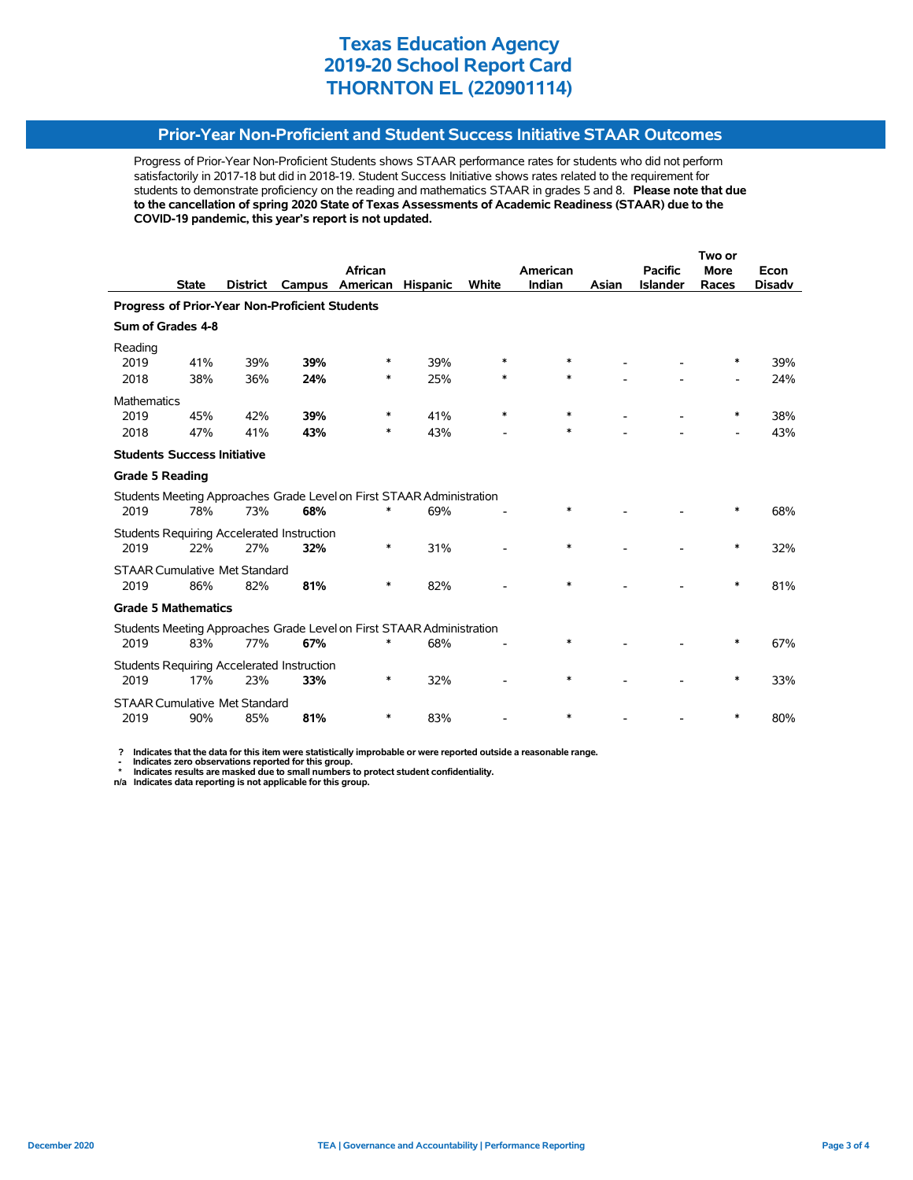# Texas Education Agency
# 2019-20 School Report Card
# THORNTON EL (220901114)

## Prior-Year Non-Proficient and Student Success Initiative STAAR Outcomes

Progress of Prior-Year Non-Proficient Students shows STAAR performance rates for students who did not perform satisfactorily in 2017-18 but did in 2018-19. Student Success Initiative shows rates related to the requirement for students to demonstrate proficiency on the reading and mathematics STAAR in grades 5 and 8. **Please note that due to the cancellation of spring 2020 State of Texas Assessments of Academic Readiness (STAAR) due to the COVID-19 pandemic, this year's report is not updated.**

| | State | District | Campus | African American | Hispanic | White | American Indian | Asian | Pacific Islander | Two or More Races | Econ Disadv |
|---|---|---|---|---|---|---|---|---|---|---|---|
| **Progress of Prior-Year Non-Proficient Students** | | | | | | | | | | | |
| **Sum of Grades 4-8** | | | | | | | | | | | |
| Reading | | | | | | | | | | | |
| 2019 | 41% | 39% | **39%** | * | 39% | * | * | - | - | * | 39% |
| 2018 | 38% | 36% | **24%** | * | 25% | * | * | - | - | - | 24% |
| Mathematics | | | | | | | | | | | |
| 2019 | 45% | 42% | **39%** | * | 41% | * | * | - | - | * | 38% |
| 2018 | 47% | 41% | **43%** | * | 43% | - | * | - | - | - | 43% |
| **Students Success Initiative** | | | | | | | | | | | |
| **Grade 5 Reading** | | | | | | | | | | | |
| Students Meeting Approaches Grade Level on First STAAR Administration | | | | | | | | | | | |
| 2019 | 78% | 73% | **68%** | * | 69% | - | * | - | - | * | 68% |
| Students Requiring Accelerated Instruction | | | | | | | | | | | |
| 2019 | 22% | 27% | **32%** | * | 31% | - | * | - | - | * | 32% |
| STAAR Cumulative Met Standard | | | | | | | | | | | |
| 2019 | 86% | 82% | **81%** | * | 82% | - | * | - | - | * | 81% |
| **Grade 5 Mathematics** | | | | | | | | | | | |
| Students Meeting Approaches Grade Level on First STAAR Administration | | | | | | | | | | | |
| 2019 | 83% | 77% | **67%** | * | 68% | - | * | - | - | * | 67% |
| Students Requiring Accelerated Instruction | | | | | | | | | | | |
| 2019 | 17% | 23% | **33%** | * | 32% | - | * | - | - | * | 33% |
| STAAR Cumulative Met Standard | | | | | | | | | | | |
| 2019 | 90% | 85% | **81%** | * | 83% | - | * | - | - | * | 80% |

**? Indicates that the data for this item were statistically improbable or were reported outside a reasonable range.**
**- Indicates zero observations reported for this group.**
*** Indicates results are masked due to small numbers to protect student confidentiality.**
**n/a Indicates data reporting is not applicable for this group.**